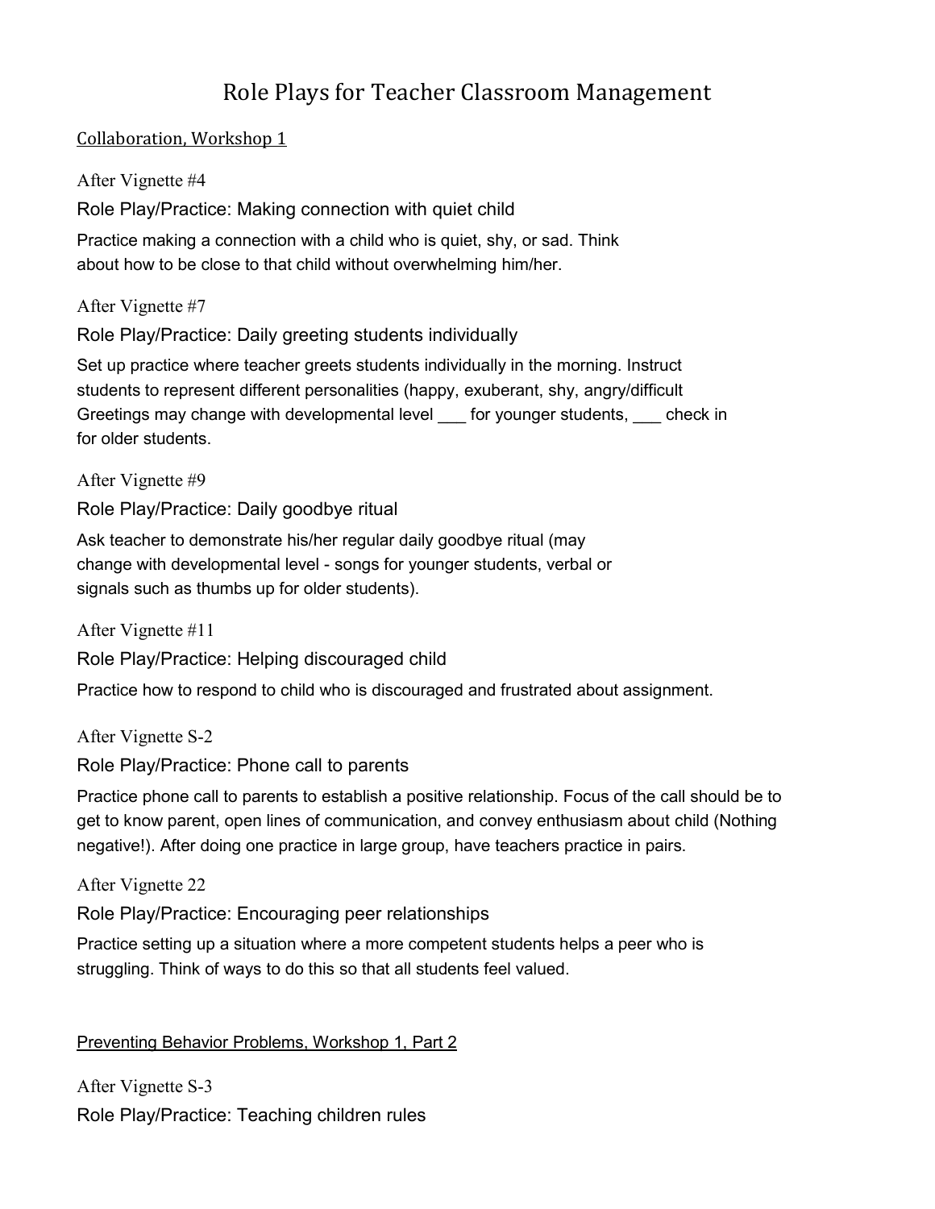# Role Plays for Teacher Classroom Management

## Collaboration, Workshop 1

After Vignette #4

### Role Play/Practice: Making connection with quiet child

Practice making a connection with a child who is quiet, shy, or sad. Think about how to be close to that child without overwhelming him/her.

After Vignette #7

### Role Play/Practice: Daily greeting students individually

Set up practice where teacher greets students individually in the morning. Instruct students to represent different personalities (happy, exuberant, shy, angry/difficult Greetings may change with developmental level ___ for younger students, ___ check in for older students.

After Vignette #9

### Role Play/Practice: Daily goodbye ritual

Ask teacher to demonstrate his/her regular daily goodbye ritual (may change with developmental level - songs for younger students, verbal or signals such as thumbs up for older students).

After Vignette #11

### Role Play/Practice: Helping discouraged child

Practice how to respond to child who is discouraged and frustrated about assignment.

After Vignette S-2

### Role Play/Practice: Phone call to parents

Practice phone call to parents to establish a positive relationship. Focus of the call should be to get to know parent, open lines of communication, and convey enthusiasm about child (Nothing negative!). After doing one practice in large group, have teachers practice in pairs.

After Vignette 22

### Role Play/Practice: Encouraging peer relationships

Practice setting up a situation where a more competent students helps a peer who is struggling. Think of ways to do this so that all students feel valued.

## Preventing Behavior Problems, Workshop 1, Part 2

After Vignette S-3

### Role Play/Practice: Teaching children rules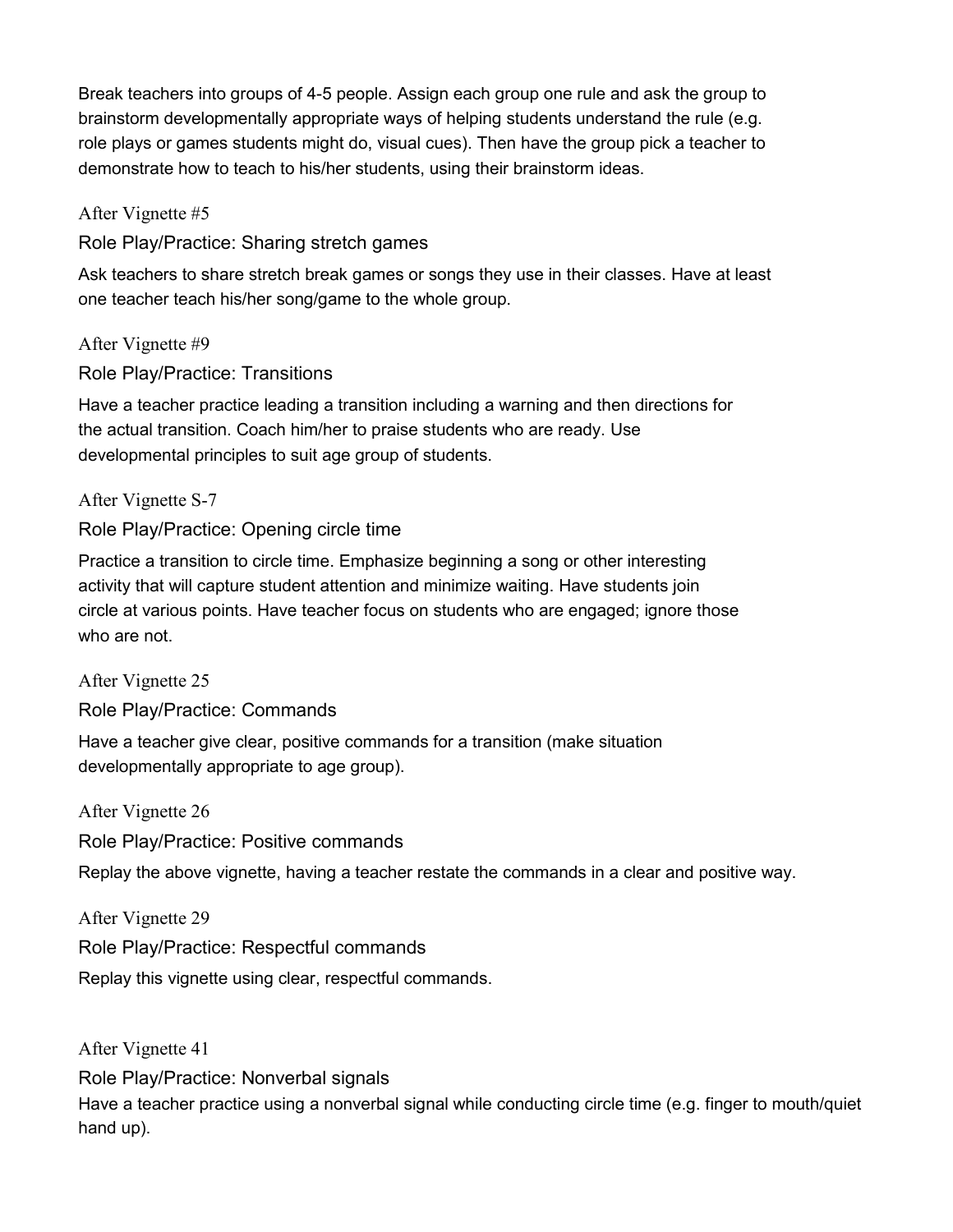Break teachers into groups of 4-5 people. Assign each group one rule and ask the group to brainstorm developmentally appropriate ways of helping students understand the rule (e.g. role plays or games students might do, visual cues). Then have the group pick a teacher to demonstrate how to teach to his/her students, using their brainstorm ideas.

After Vignette #5

### Role Play/Practice: Sharing stretch games

Ask teachers to share stretch break games or songs they use in their classes. Have at least one teacher teach his/her song/game to the whole group.

After Vignette #9

### Role Play/Practice: Transitions

Have a teacher practice leading a transition including a warning and then directions for the actual transition. Coach him/her to praise students who are ready. Use developmental principles to suit age group of students.

After Vignette S-7

### Role Play/Practice: Opening circle time

Practice a transition to circle time. Emphasize beginning a song or other interesting activity that will capture student attention and minimize waiting. Have students join circle at various points. Have teacher focus on students who are engaged; ignore those who are not.

After Vignette 25

### Role Play/Practice: Commands

Have a teacher give clear, positive commands for a transition (make situation developmentally appropriate to age group).

After Vignette 26

### Role Play/Practice: Positive commands

Replay the above vignette, having a teacher restate the commands in a clear and positive way.

After Vignette 29

### Role Play/Practice: Respectful commands

Replay this vignette using clear, respectful commands.

After Vignette 41

### Role Play/Practice: Nonverbal signals

Have a teacher practice using a nonverbal signal while conducting circle time (e.g. finger to mouth/quiet hand up).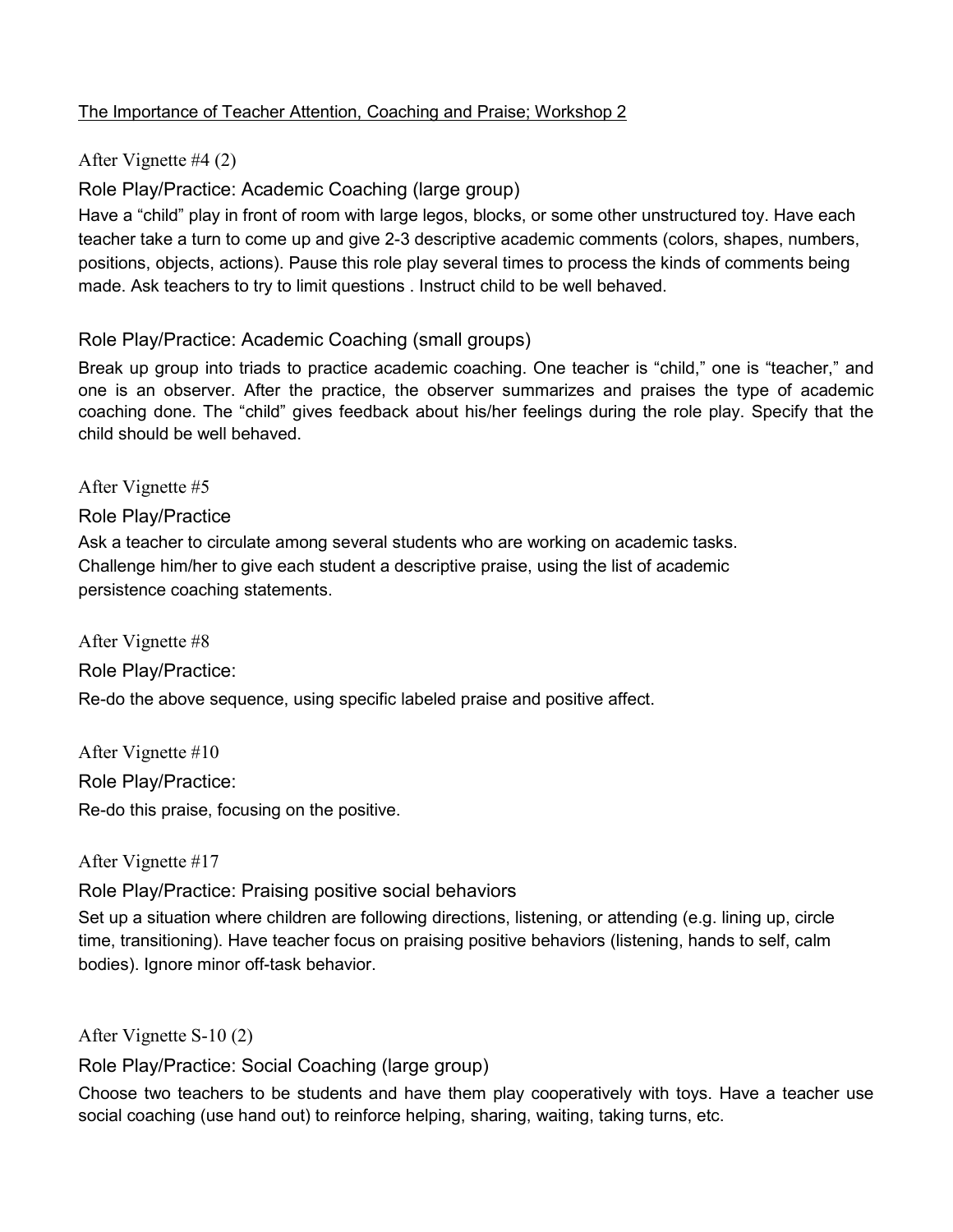The Importance of Teacher Attention, Coaching and Praise; Workshop 2

After Vignette #4 (2)

### Role Play/Practice: Academic Coaching (large group)

Have a "child" play in front of room with large legos, blocks, or some other unstructured toy. Have each teacher take a turn to come up and give 2-3 descriptive academic comments (colors, shapes, numbers, positions, objects, actions). Pause this role play several times to process the kinds of comments being made. Ask teachers to try to limit questions . Instruct child to be well behaved.

### Role Play/Practice: Academic Coaching (small groups)

Break up group into triads to practice academic coaching. One teacher is "child," one is "teacher," and one is an observer. After the practice, the observer summarizes and praises the type of academic coaching done. The "child" gives feedback about his/her feelings during the role play. Specify that the child should be well behaved.

After Vignette #5

### Role Play/Practice

Ask a teacher to circulate among several students who are working on academic tasks. Challenge him/her to give each student a descriptive praise, using the list of academic persistence coaching statements.

After Vignette #8

### Role Play/Practice:

Re-do the above sequence, using specific labeled praise and positive affect.

After Vignette #10

### Role Play/Practice:

Re-do this praise, focusing on the positive.

After Vignette #17

### Role Play/Practice: Praising positive social behaviors

Set up a situation where children are following directions, listening, or attending (e.g. lining up, circle time, transitioning). Have teacher focus on praising positive behaviors (listening, hands to self, calm bodies). Ignore minor off-task behavior.

After Vignette S-10 (2)

### Role Play/Practice: Social Coaching (large group)

Choose two teachers to be students and have them play cooperatively with toys. Have a teacher use social coaching (use hand out) to reinforce helping, sharing, waiting, taking turns, etc.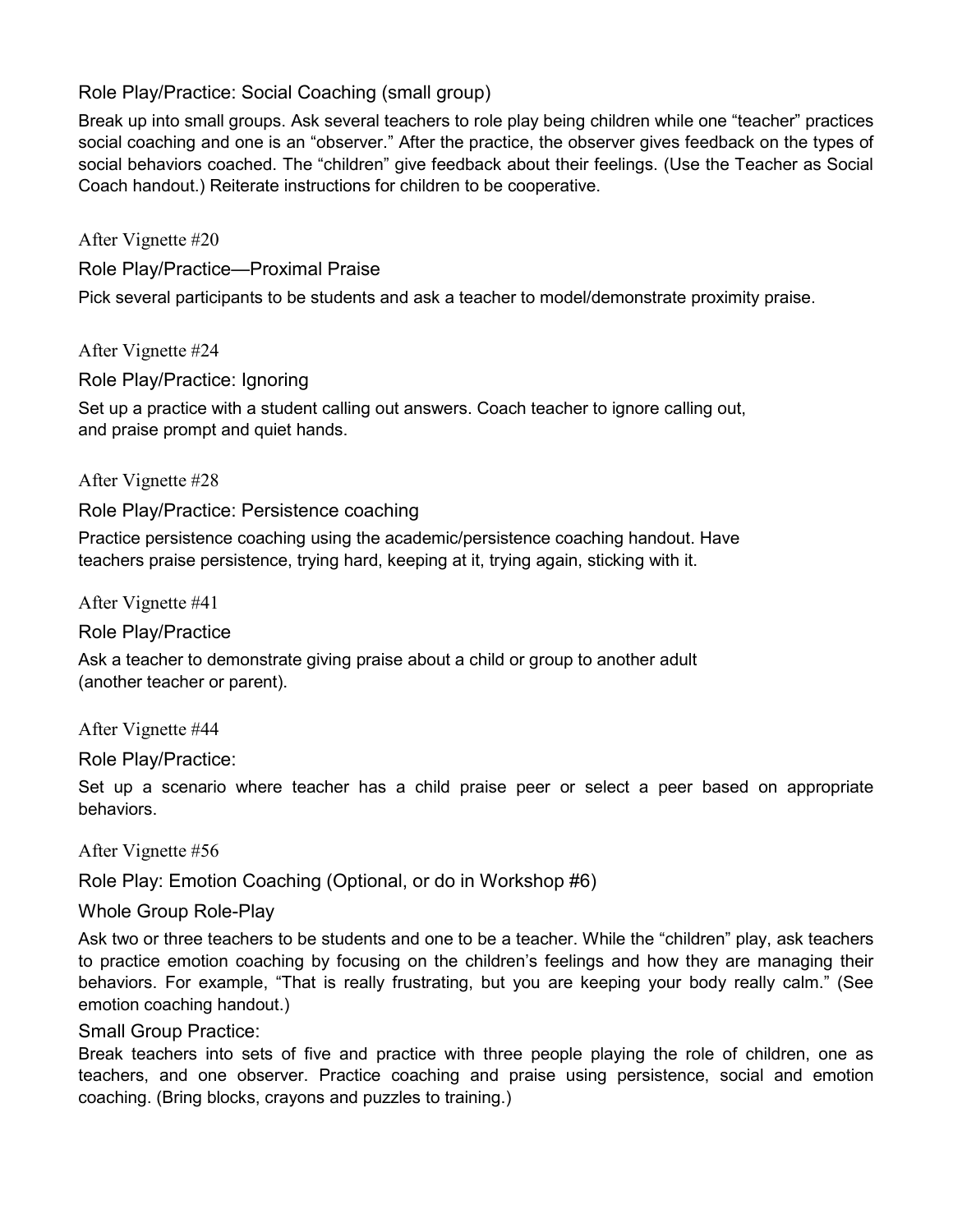### Role Play/Practice: Social Coaching (small group)

Break up into small groups. Ask several teachers to role play being children while one "teacher" practices social coaching and one is an "observer." After the practice, the observer gives feedback on the types of social behaviors coached. The "children" give feedback about their feelings. (Use the Teacher as Social Coach handout.) Reiterate instructions for children to be cooperative.

After Vignette #20

### Role Play/Practice—Proximal Praise

Pick several participants to be students and ask a teacher to model/demonstrate proximity praise.

After Vignette #24

### Role Play/Practice: Ignoring

Set up a practice with a student calling out answers. Coach teacher to ignore calling out, and praise prompt and quiet hands.

After Vignette #28

### Role Play/Practice: Persistence coaching

Practice persistence coaching using the academic/persistence coaching handout. Have teachers praise persistence, trying hard, keeping at it, trying again, sticking with it.

After Vignette #41

### Role Play/Practice

Ask a teacher to demonstrate giving praise about a child or group to another adult (another teacher or parent).

After Vignette #44

### Role Play/Practice:

Set up a scenario where teacher has a child praise peer or select a peer based on appropriate behaviors.

After Vignette #56

### Role Play: Emotion Coaching (Optional, or do in Workshop #6)

### Whole Group Role-Play

Ask two or three teachers to be students and one to be a teacher. While the "children" play, ask teachers to practice emotion coaching by focusing on the children's feelings and how they are managing their behaviors. For example, "That is really frustrating, but you are keeping your body really calm." (See emotion coaching handout.)

### Small Group Practice:

Break teachers into sets of five and practice with three people playing the role of children, one as teachers, and one observer. Practice coaching and praise using persistence, social and emotion coaching. (Bring blocks, crayons and puzzles to training.)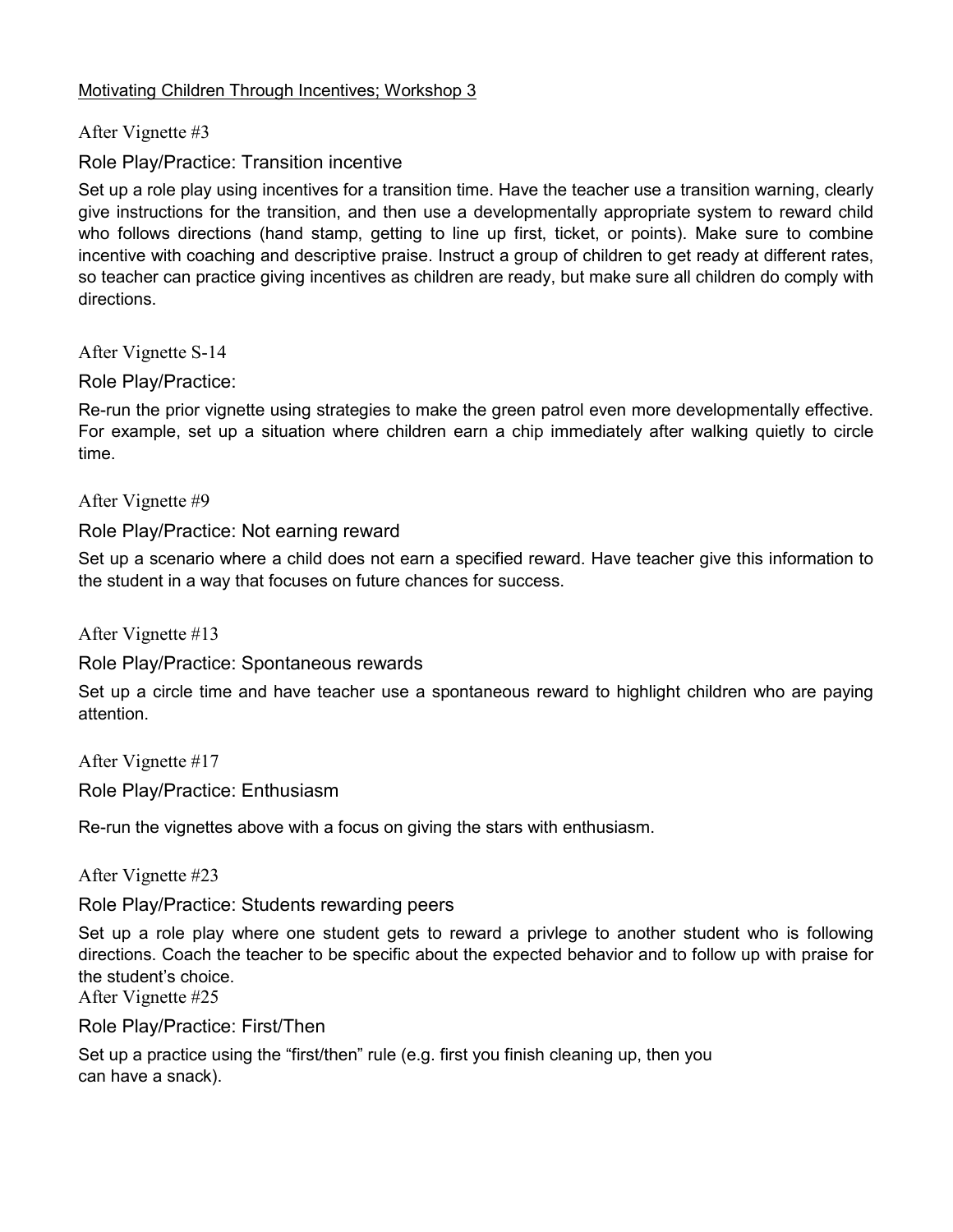Motivating Children Through Incentives; Workshop 3

After Vignette #3

### Role Play/Practice: Transition incentive

Set up a role play using incentives for a transition time. Have the teacher use a transition warning, clearly give instructions for the transition, and then use a developmentally appropriate system to reward child who follows directions (hand stamp, getting to line up first, ticket, or points). Make sure to combine incentive with coaching and descriptive praise. Instruct a group of children to get ready at different rates, so teacher can practice giving incentives as children are ready, but make sure all children do comply with directions.

After Vignette S-14

### Role Play/Practice:

Re-run the prior vignette using strategies to make the green patrol even more developmentally effective. For example, set up a situation where children earn a chip immediately after walking quietly to circle time.

After Vignette #9

### Role Play/Practice: Not earning reward

Set up a scenario where a child does not earn a specified reward. Have teacher give this information to the student in a way that focuses on future chances for success.

After Vignette #13

### Role Play/Practice: Spontaneous rewards

Set up a circle time and have teacher use a spontaneous reward to highlight children who are paying attention.

After Vignette #17

### Role Play/Practice: Enthusiasm

Re-run the vignettes above with a focus on giving the stars with enthusiasm.

After Vignette #23

### Role Play/Practice: Students rewarding peers

Set up a role play where one student gets to reward a privlege to another student who is following directions. Coach the teacher to be specific about the expected behavior and to follow up with praise for the student's choice.

After Vignette #25

### Role Play/Practice: First/Then

Set up a practice using the "first/then" rule (e.g. first you finish cleaning up, then you can have a snack).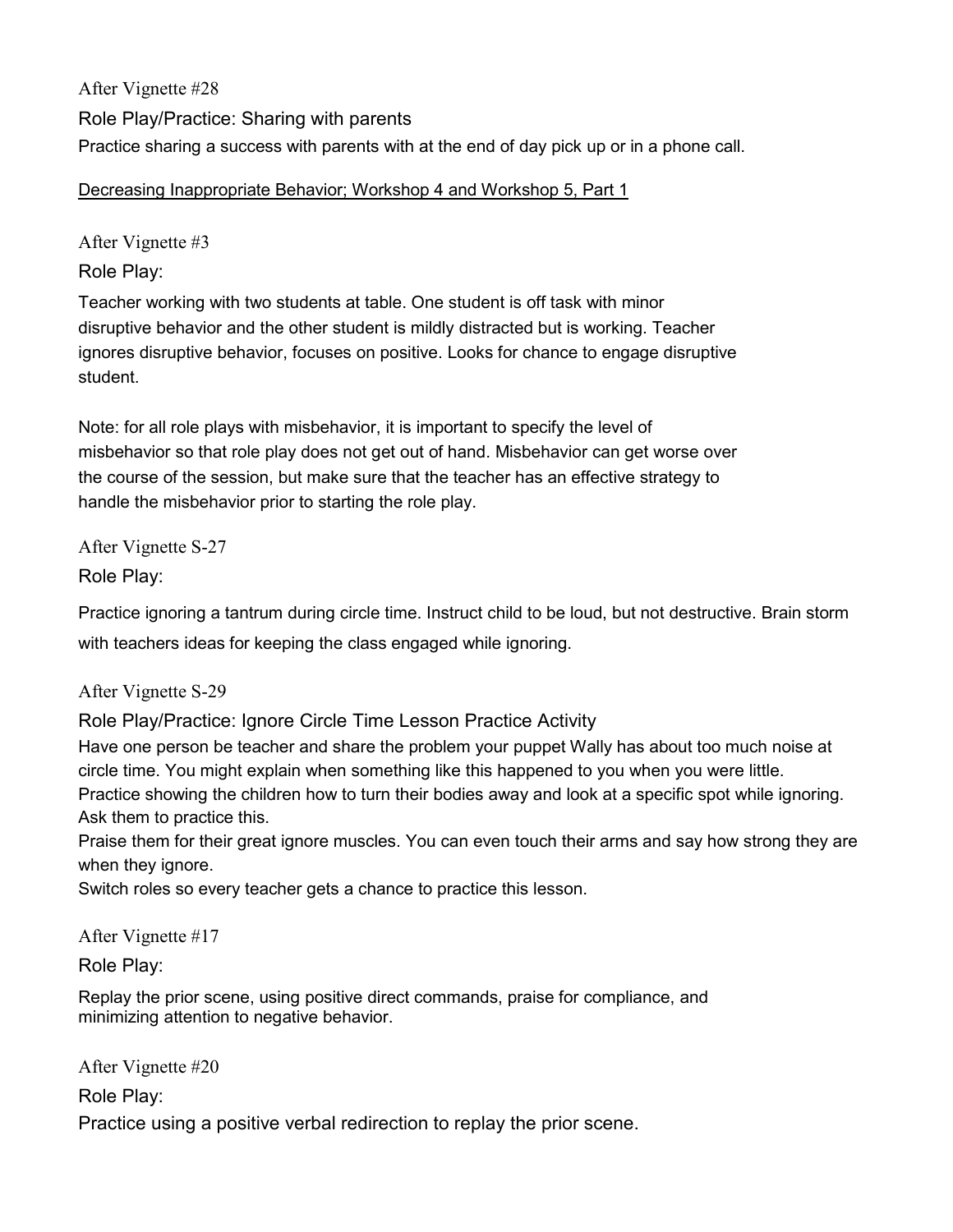After Vignette #28

Role Play/Practice: Sharing with parents

Practice sharing a success with parents with at the end of day pick up or in a phone call.

<u>Decreasing Inappropriate Behavior; Workshop 4 and Workshop 5, Part 1</u>

After Vignette #3

Role Play:

Teacher working with two students at table. One student is off task with minor disruptive behavior and the other student is mildly distracted but is working. Teacher ignores disruptive behavior, focuses on positive. Looks for chance to engage disruptive student.

Note: for all role plays with misbehavior, it is important to specify the level of misbehavior so that role play does not get out of hand. Misbehavior can get worse over the course of the session, but make sure that the teacher has an effective strategy to handle the misbehavior prior to starting the role play.

After Vignette S-27

Role Play:

Practice ignoring a tantrum during circle time. Instruct child to be loud, but not destructive. Brain storm with teachers ideas for keeping the class engaged while ignoring.

After Vignette S-29

Role Play/Practice: Ignore Circle Time Lesson Practice Activity

Have one person be teacher and share the problem your puppet Wally has about too much noise at circle time. You might explain when something like this happened to you when you were little.
Practice showing the children how to turn their bodies away and look at a specific spot while ignoring. Ask them to practice this.
Praise them for their great ignore muscles. You can even touch their arms and say how strong they are when they ignore.
Switch roles so every teacher gets a chance to practice this lesson.

After Vignette #17

Role Play:

Replay the prior scene, using positive direct commands, praise for compliance, and minimizing attention to negative behavior.

After Vignette #20

Role Play:

Practice using a positive verbal redirection to replay the prior scene.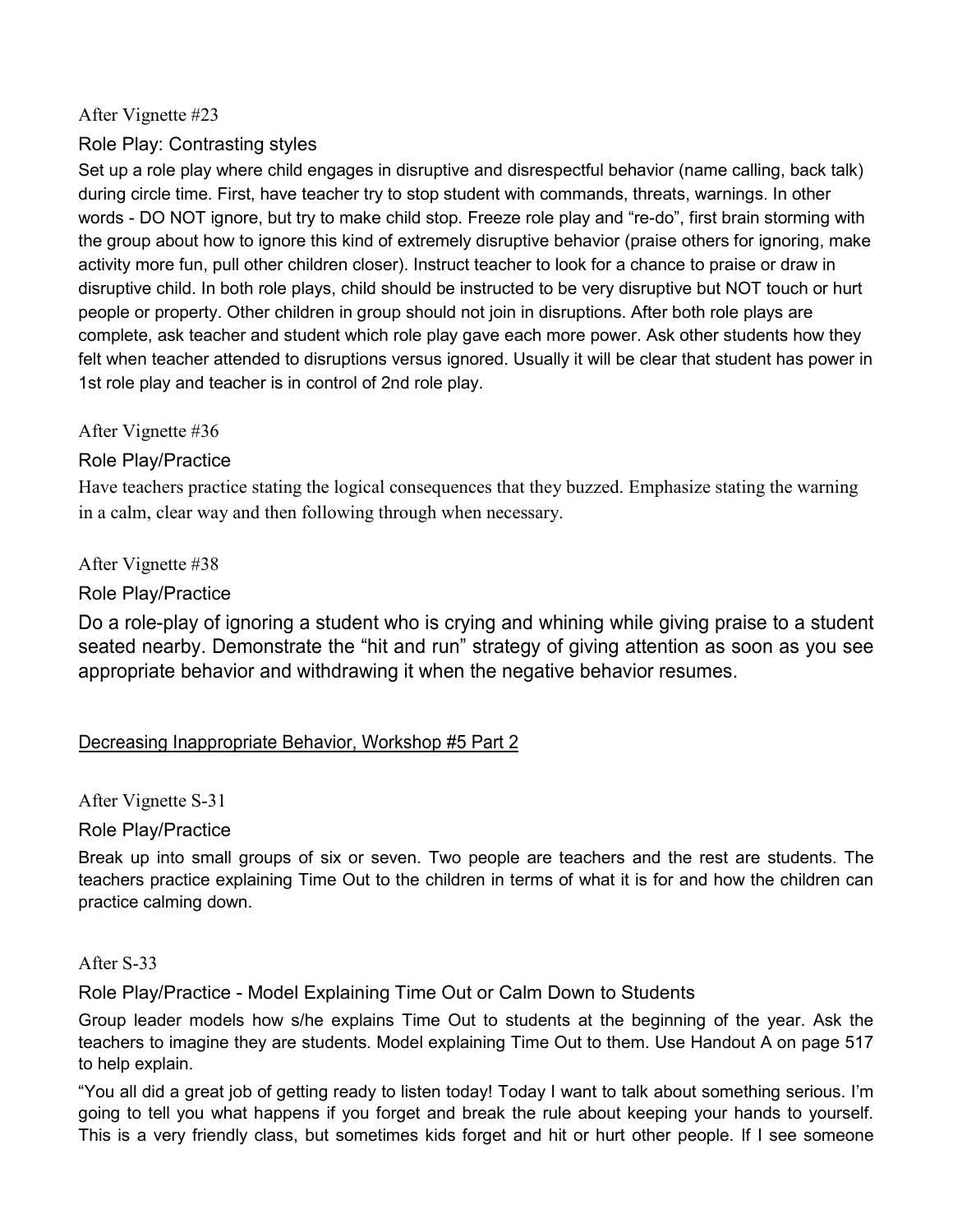After Vignette #23

### Role Play: Contrasting styles

Set up a role play where child engages in disruptive and disrespectful behavior (name calling, back talk) during circle time. First, have teacher try to stop student with commands, threats, warnings. In other words - DO NOT ignore, but try to make child stop. Freeze role play and "re-do", first brain storming with the group about how to ignore this kind of extremely disruptive behavior (praise others for ignoring, make activity more fun, pull other children closer). Instruct teacher to look for a chance to praise or draw in disruptive child. In both role plays, child should be instructed to be very disruptive but NOT touch or hurt people or property. Other children in group should not join in disruptions. After both role plays are complete, ask teacher and student which role play gave each more power. Ask other students how they felt when teacher attended to disruptions versus ignored. Usually it will be clear that student has power in 1st role play and teacher is in control of 2nd role play.

After Vignette #36

### Role Play/Practice

Have teachers practice stating the logical consequences that they buzzed. Emphasize stating the warning in a calm, clear way and then following through when necessary.

After Vignette #38

### Role Play/Practice

Do a role-play of ignoring a student who is crying and whining while giving praise to a student seated nearby. Demonstrate the "hit and run" strategy of giving attention as soon as you see appropriate behavior and withdrawing it when the negative behavior resumes.

## Decreasing Inappropriate Behavior, Workshop #5 Part 2

After Vignette S-31

### Role Play/Practice

Break up into small groups of six or seven. Two people are teachers and the rest are students. The teachers practice explaining Time Out to the children in terms of what it is for and how the children can practice calming down.

After S-33

### Role Play/Practice - Model Explaining Time Out or Calm Down to Students

Group leader models how s/he explains Time Out to students at the beginning of the year. Ask the teachers to imagine they are students. Model explaining Time Out to them. Use Handout A on page 517 to help explain.

"You all did a great job of getting ready to listen today! Today I want to talk about something serious. I'm going to tell you what happens if you forget and break the rule about keeping your hands to yourself. This is a very friendly class, but sometimes kids forget and hit or hurt other people. If I see someone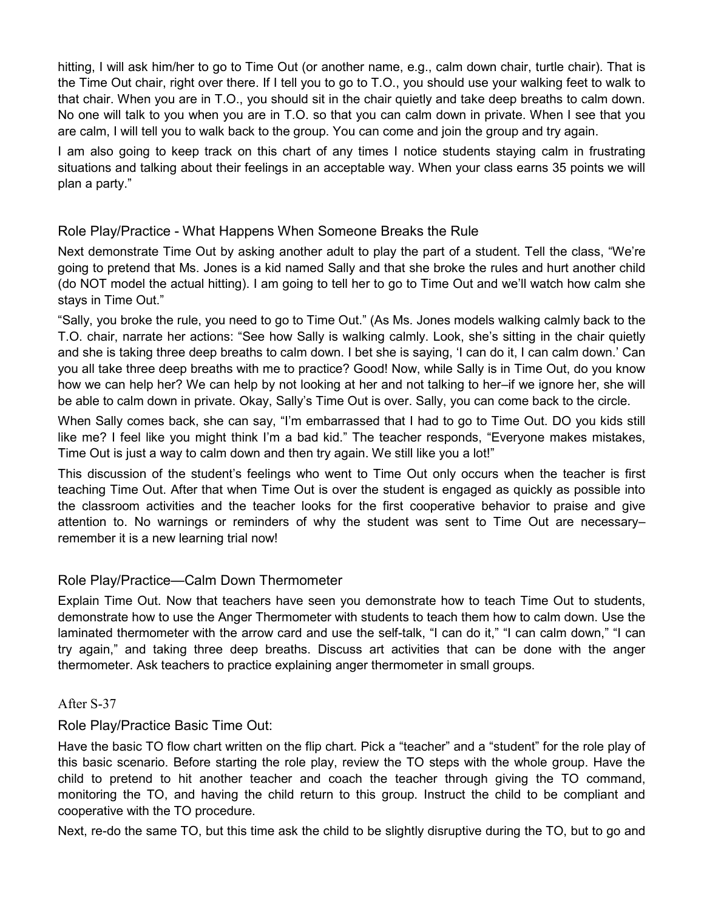hitting, I will ask him/her to go to Time Out (or another name, e.g., calm down chair, turtle chair). That is the Time Out chair, right over there. If I tell you to go to T.O., you should use your walking feet to walk to that chair. When you are in T.O., you should sit in the chair quietly and take deep breaths to calm down. No one will talk to you when you are in T.O. so that you can calm down in private. When I see that you are calm, I will tell you to walk back to the group. You can come and join the group and try again.

I am also going to keep track on this chart of any times I notice students staying calm in frustrating situations and talking about their feelings in an acceptable way. When your class earns 35 points we will plan a party."

## Role Play/Practice - What Happens When Someone Breaks the Rule

Next demonstrate Time Out by asking another adult to play the part of a student. Tell the class, "We're going to pretend that Ms. Jones is a kid named Sally and that she broke the rules and hurt another child (do NOT model the actual hitting). I am going to tell her to go to Time Out and we'll watch how calm she stays in Time Out."

"Sally, you broke the rule, you need to go to Time Out." (As Ms. Jones models walking calmly back to the T.O. chair, narrate her actions: "See how Sally is walking calmly. Look, she's sitting in the chair quietly and she is taking three deep breaths to calm down. I bet she is saying, 'I can do it, I can calm down.' Can you all take three deep breaths with me to practice? Good! Now, while Sally is in Time Out, do you know how we can help her? We can help by not looking at her and not talking to her–if we ignore her, she will be able to calm down in private. Okay, Sally's Time Out is over. Sally, you can come back to the circle.

When Sally comes back, she can say, "I'm embarrassed that I had to go to Time Out. DO you kids still like me? I feel like you might think I'm a bad kid." The teacher responds, "Everyone makes mistakes, Time Out is just a way to calm down and then try again. We still like you a lot!"

This discussion of the student's feelings who went to Time Out only occurs when the teacher is first teaching Time Out. After that when Time Out is over the student is engaged as quickly as possible into the classroom activities and the teacher looks for the first cooperative behavior to praise and give attention to. No warnings or reminders of why the student was sent to Time Out are necessary–remember it is a new learning trial now!

## Role Play/Practice—Calm Down Thermometer

Explain Time Out. Now that teachers have seen you demonstrate how to teach Time Out to students, demonstrate how to use the Anger Thermometer with students to teach them how to calm down. Use the laminated thermometer with the arrow card and use the self-talk, "I can do it," "I can calm down," "I can try again," and taking three deep breaths. Discuss art activities that can be done with the anger thermometer. Ask teachers to practice explaining anger thermometer in small groups.

After S-37

## Role Play/Practice Basic Time Out:

Have the basic TO flow chart written on the flip chart. Pick a "teacher" and a "student" for the role play of this basic scenario. Before starting the role play, review the TO steps with the whole group. Have the child to pretend to hit another teacher and coach the teacher through giving the TO command, monitoring the TO, and having the child return to this group. Instruct the child to be compliant and cooperative with the TO procedure.

Next, re-do the same TO, but this time ask the child to be slightly disruptive during the TO, but to go and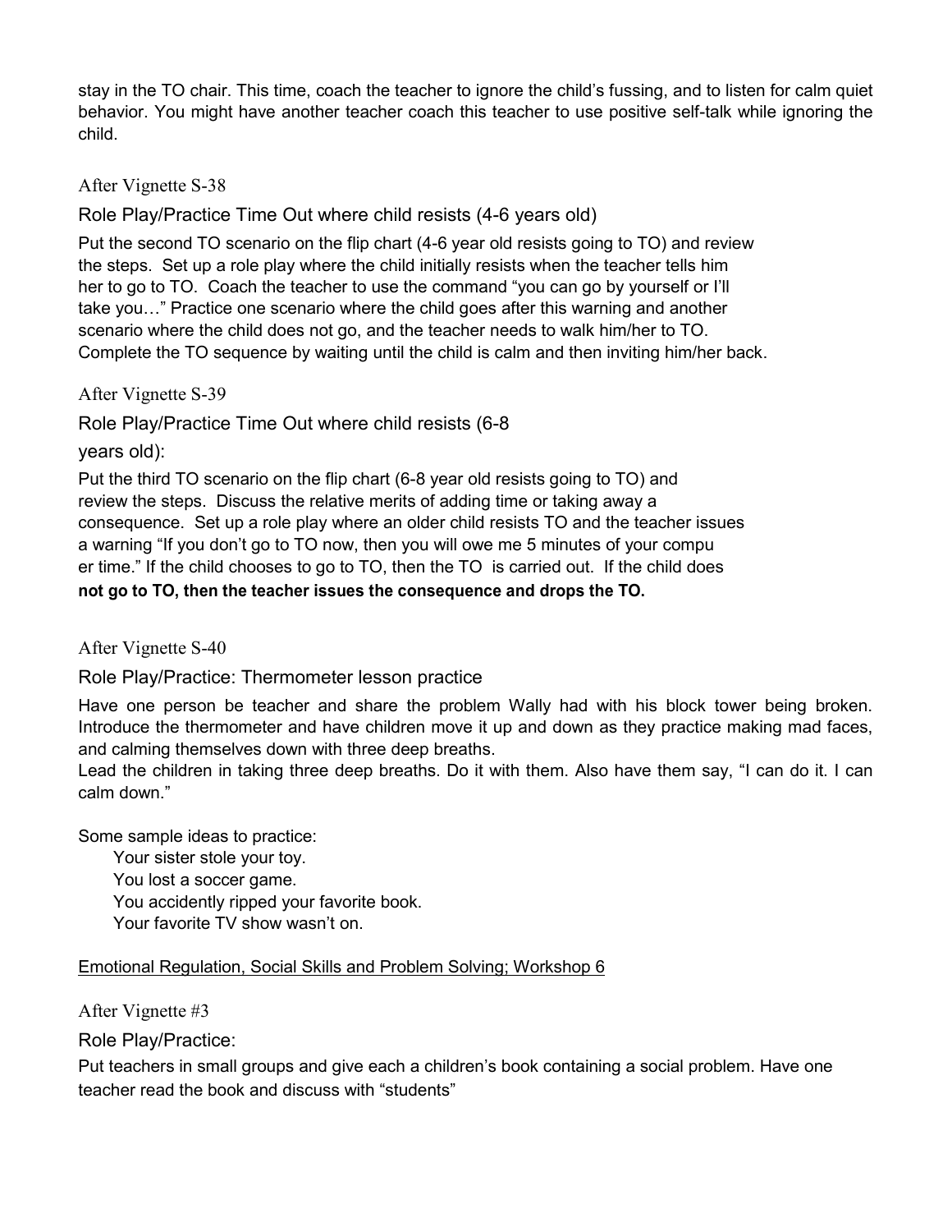stay in the TO chair. This time, coach the teacher to ignore the child's fussing, and to listen for calm quiet behavior. You might have another teacher coach this teacher to use positive self-talk while ignoring the child.

### After Vignette S-38

Role Play/Practice Time Out where child resists (4-6 years old)

Put the second TO scenario on the flip chart (4-6 year old resists going to TO) and review the steps. Set up a role play where the child initially resists when the teacher tells him her to go to TO. Coach the teacher to use the command "you can go by yourself or I'll take you…" Practice one scenario where the child goes after this warning and another scenario where the child does not go, and the teacher needs to walk him/her to TO. Complete the TO sequence by waiting until the child is calm and then inviting him/her back.

### After Vignette S-39

Role Play/Practice Time Out where child resists (6-8 years old):

Put the third TO scenario on the flip chart (6-8 year old resists going to TO) and review the steps. Discuss the relative merits of adding time or taking away a consequence. Set up a role play where an older child resists TO and the teacher issues a warning "If you don't go to TO now, then you will owe me 5 minutes of your compu er time." If the child chooses to go to TO, then the TO is carried out. If the child does **not go to TO, then the teacher issues the consequence and drops the TO.**

### After Vignette S-40

Role Play/Practice: Thermometer lesson practice

Have one person be teacher and share the problem Wally had with his block tower being broken. Introduce the thermometer and have children move it up and down as they practice making mad faces, and calming themselves down with three deep breaths.

Lead the children in taking three deep breaths. Do it with them. Also have them say, "I can do it. I can calm down."

Some sample ideas to practice:

- Your sister stole your toy.
- You lost a soccer game.
- You accidently ripped your favorite book.
- Your favorite TV show wasn't on.

## Emotional Regulation, Social Skills and Problem Solving; Workshop 6

### After Vignette #3

Role Play/Practice:

Put teachers in small groups and give each a children's book containing a social problem. Have one teacher read the book and discuss with "students"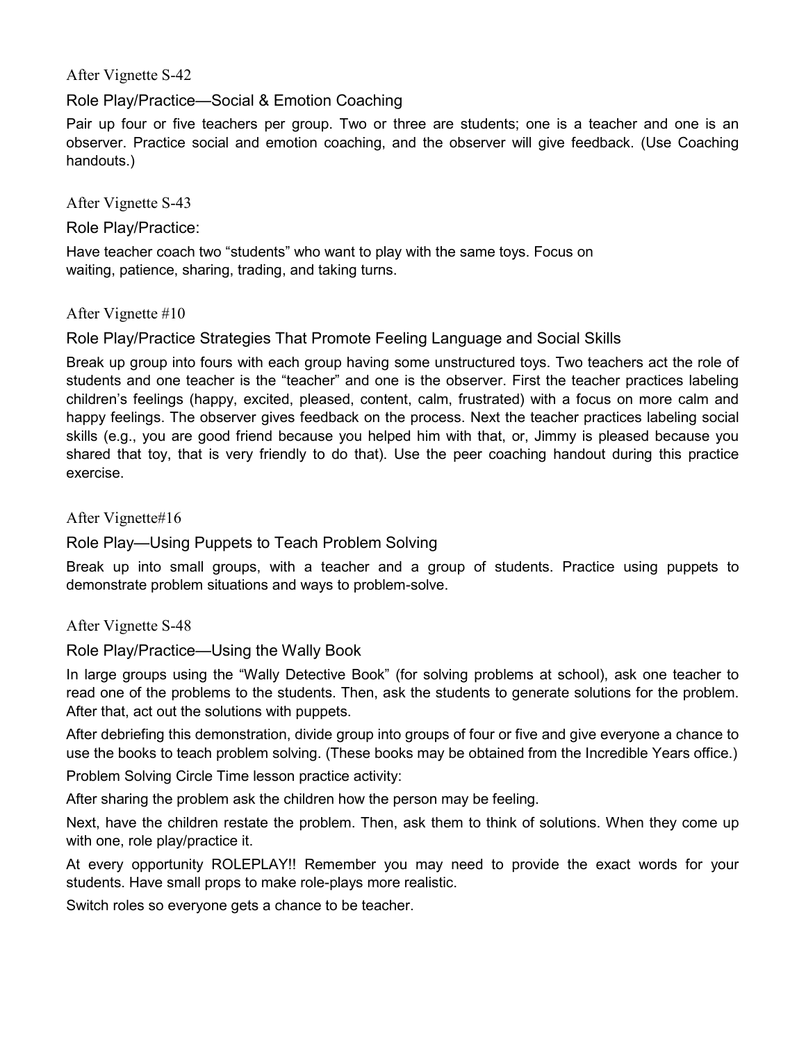After Vignette S-42

### Role Play/Practice—Social & Emotion Coaching

Pair up four or five teachers per group. Two or three are students; one is a teacher and one is an observer. Practice social and emotion coaching, and the observer will give feedback. (Use Coaching handouts.)

After Vignette S-43

### Role Play/Practice:

Have teacher coach two "students" who want to play with the same toys. Focus on waiting, patience, sharing, trading, and taking turns.

After Vignette #10

### Role Play/Practice Strategies That Promote Feeling Language and Social Skills

Break up group into fours with each group having some unstructured toys. Two teachers act the role of students and one teacher is the "teacher" and one is the observer. First the teacher practices labeling children's feelings (happy, excited, pleased, content, calm, frustrated) with a focus on more calm and happy feelings. The observer gives feedback on the process. Next the teacher practices labeling social skills (e.g., you are good friend because you helped him with that, or, Jimmy is pleased because you shared that toy, that is very friendly to do that). Use the peer coaching handout during this practice exercise.

After Vignette#16

### Role Play—Using Puppets to Teach Problem Solving

Break up into small groups, with a teacher and a group of students. Practice using puppets to demonstrate problem situations and ways to problem-solve.

After Vignette S-48

### Role Play/Practice—Using the Wally Book

In large groups using the "Wally Detective Book" (for solving problems at school), ask one teacher to read one of the problems to the students. Then, ask the students to generate solutions for the problem. After that, act out the solutions with puppets.

After debriefing this demonstration, divide group into groups of four or five and give everyone a chance to use the books to teach problem solving. (These books may be obtained from the Incredible Years office.)

Problem Solving Circle Time lesson practice activity:

After sharing the problem ask the children how the person may be feeling.

Next, have the children restate the problem. Then, ask them to think of solutions. When they come up with one, role play/practice it.

At every opportunity ROLEPLAY!! Remember you may need to provide the exact words for your students. Have small props to make role-plays more realistic.

Switch roles so everyone gets a chance to be teacher.